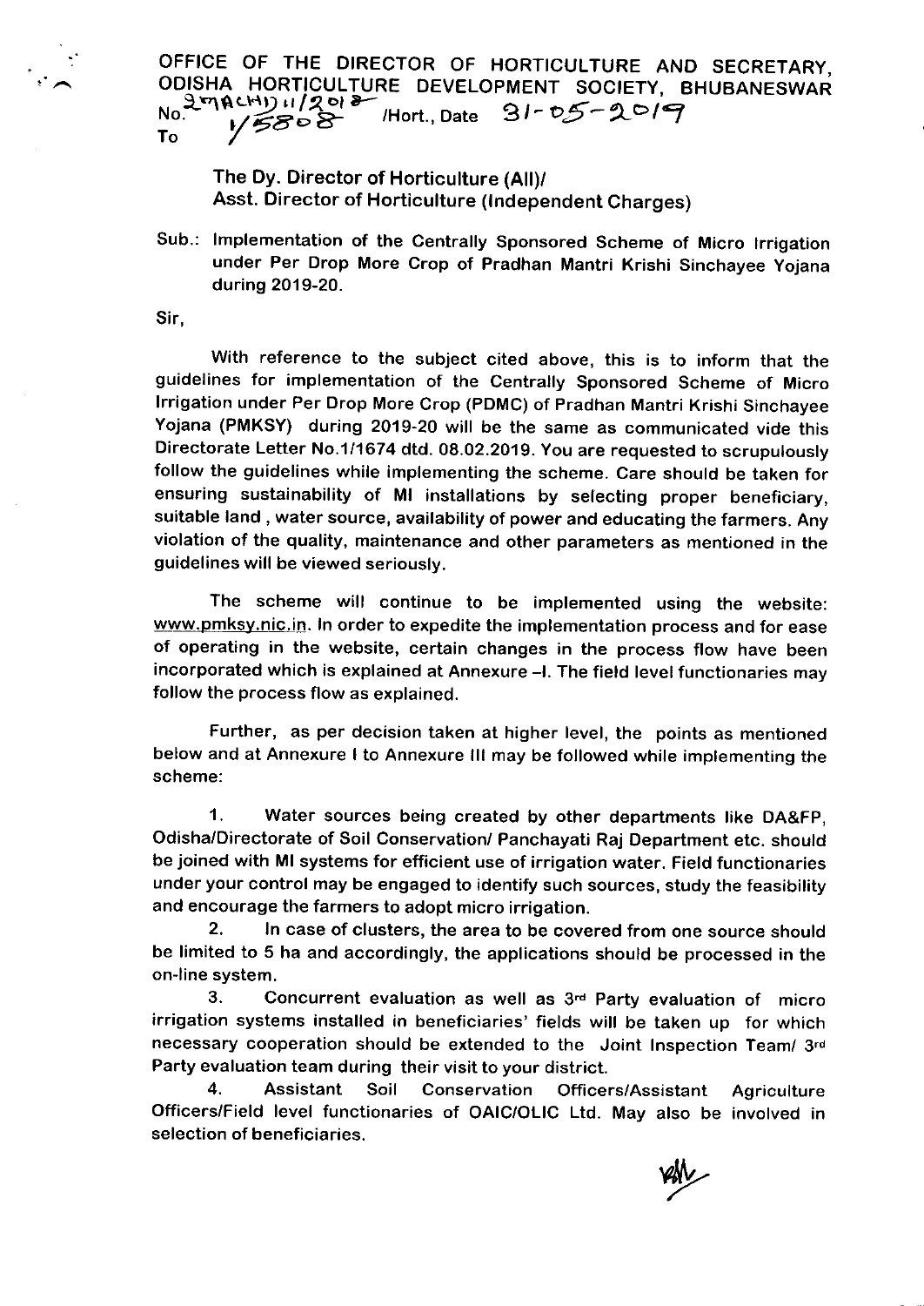OFFICE OF THE DIRECTOR OF HORTICULTURE AND SECRETARY, ODISHA HORTICULTURE DEVELOPMENT SOCIETY, BHUBANESWAR

No. 2MACHD11/2018 / 5808 /Hort., Date 31-05-2019

To

**The Dy. Director of Horticulture (All)/**
**Asst. Director of Horticulture (Independent Charges)**

Sub.: Implementation of the Centrally Sponsored Scheme of Micro Irrigation under Per Drop More Crop of Pradhan Mantri Krishi Sinchayee Yojana during 2019-20.

Sir,

With reference to the subject cited above, this is to inform that the guidelines for implementation of the Centrally Sponsored Scheme of Micro Irrigation under Per Drop More Crop (PDMC) of Pradhan Mantri Krishi Sinchayee Yojana (PMKSY) during 2019-20 will be the same as communicated vide this Directorate Letter No.1/1674 dtd. 08.02.2019. You are requested to scrupulously follow the guidelines while implementing the scheme. Care should be taken for ensuring sustainability of MI installations by selecting proper beneficiary, suitable land , water source, availability of power and educating the farmers. Any violation of the quality, maintenance and other parameters as mentioned in the guidelines will be viewed seriously.

The scheme will continue to be implemented using the website: www.pmksy.nic.in. In order to expedite the implementation process and for ease of operating in the website, certain changes in the process flow have been incorporated which is explained at Annexure –I. The field level functionaries may follow the process flow as explained.

Further, as per decision taken at higher level, the points as mentioned below and at Annexure I to Annexure III may be followed while implementing the scheme:

1. Water sources being created by other departments like DA&FP, Odisha/Directorate of Soil Conservation/ Panchayati Raj Department etc. should be joined with MI systems for efficient use of irrigation water. Field functionaries under your control may be engaged to identify such sources, study the feasibility and encourage the farmers to adopt micro irrigation.
2. In case of clusters, the area to be covered from one source should be limited to 5 ha and accordingly, the applications should be processed in the on-line system.
3. Concurrent evaluation as well as 3rd Party evaluation of micro irrigation systems installed in beneficiaries' fields will be taken up for which necessary cooperation should be extended to the Joint Inspection Team/ 3rd Party evaluation team during their visit to your district.
4. Assistant Soil Conservation Officers/Assistant Agriculture Officers/Field level functionaries of OAIC/OLIC Ltd. May also be involved in selection of beneficiaries.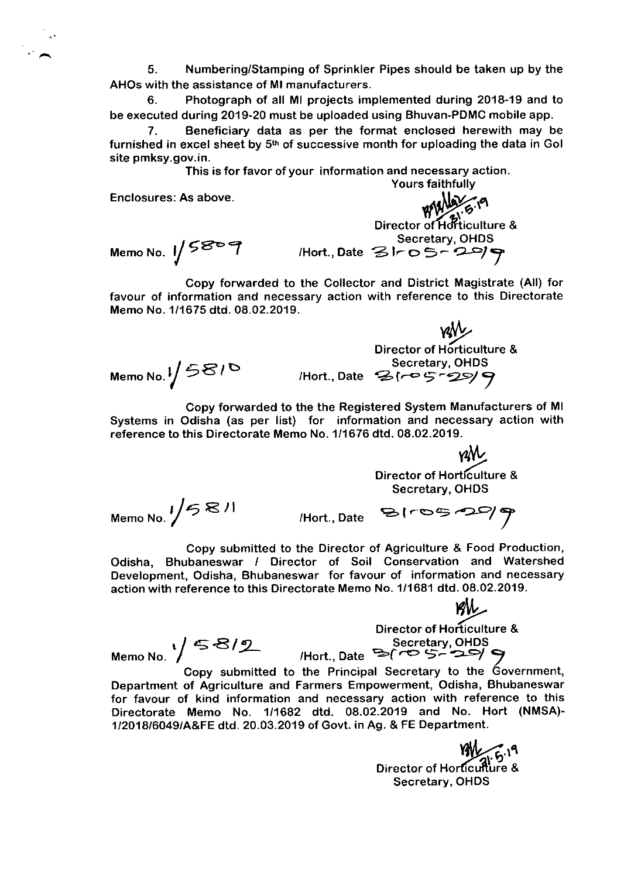5. Numbering/Stamping of Sprinkler Pipes should be taken up by the AHOs with the assistance of MI manufacturers.

6. Photograph of all MI projects implemented during 2018-19 and to be executed during 2019-20 must be uploaded using Bhuvan-PDMC mobile app.

7. Beneficiary data as per the format enclosed herewith may be furnished in excel sheet by 5th of successive month for uploading the data in GoI site pmksy.gov.in.

This is for favor of your information and necessary action.

Enclosures: As above.

Yours faithfully

Director of Horticulture &
Secretary, OHDS

Memo No. 1/5809 /Hort., Date 31-05-2019

Copy forwarded to the Collector and District Magistrate (All) for favour of information and necessary action with reference to this Directorate Memo No. 1/1675 dtd. 08.02.2019.

Director of Horticulture &
Secretary, OHDS

Memo No. 1/5810 /Hort., Date 31-05-2019

Copy forwarded to the the Registered System Manufacturers of MI Systems in Odisha (as per list) for information and necessary action with reference to this Directorate Memo No. 1/1676 dtd. 08.02.2019.

Director of Horticulture &
Secretary, OHDS

Memo No. 1/5811 /Hort., Date 31-05-2019

Copy submitted to the Director of Agriculture & Food Production, Odisha, Bhubaneswar / Director of Soil Conservation and Watershed Development, Odisha, Bhubaneswar for favour of information and necessary action with reference to this Directorate Memo No. 1/1681 dtd. 08.02.2019.

Director of Horticulture &
Secretary, OHDS

Memo No. 1/5812 /Hort., Date 31-05-2019

Copy submitted to the Principal Secretary to the Government, Department of Agriculture and Farmers Empowerment, Odisha, Bhubaneswar for favour of kind information and necessary action with reference to this Directorate Memo No. 1/1682 dtd. 08.02.2019 and No. Hort (NMSA)-1/2018/6049/A&FE dtd. 20.03.2019 of Govt. in Ag. & FE Department.

Director of Horticulture &
Secretary, OHDS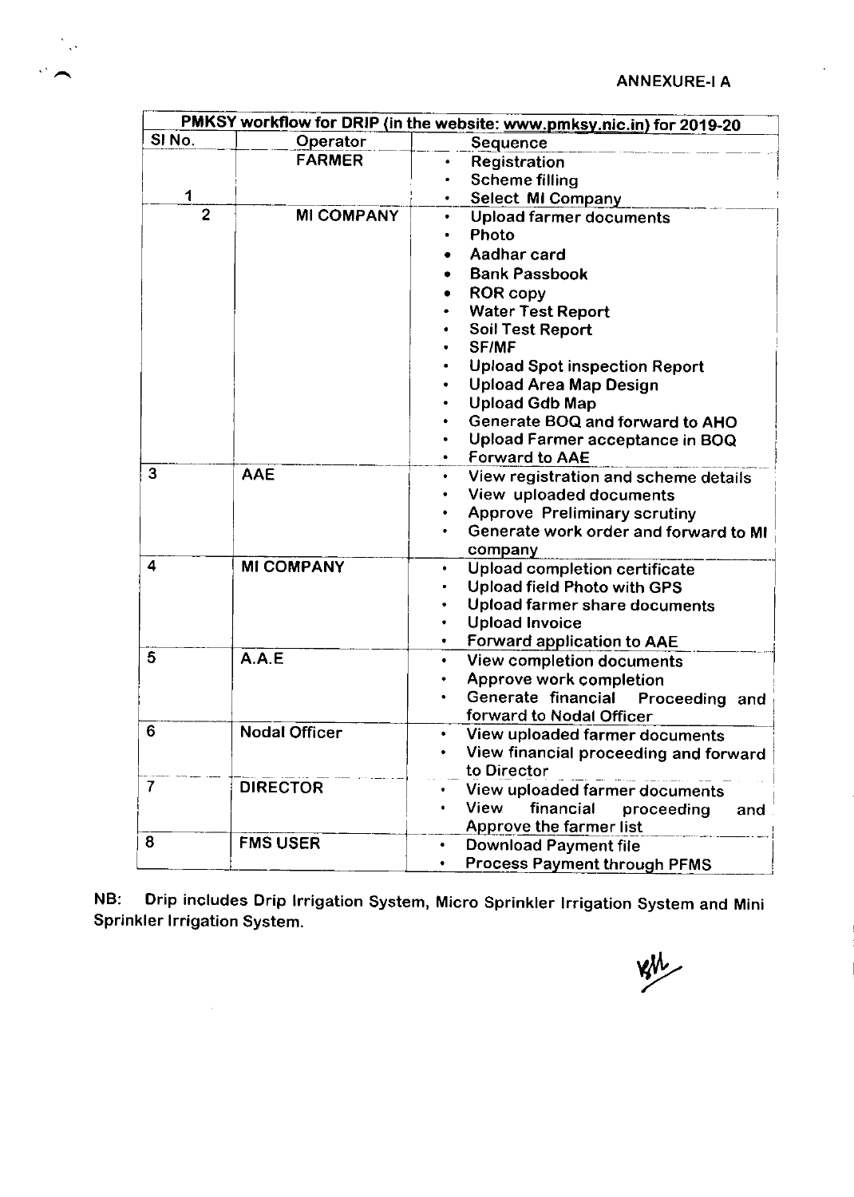ANNEXURE-I A

| PMKSY workflow for DRIP (in the website: www.pmksy.nic.in) for 2019-20 | | |
|---|---|---|
| Sl No. | Operator | Sequence |
| 1 | FARMER | • Registration<br>• Scheme filling<br>• Select MI Company |
| 2 | MI COMPANY | • Upload farmer documents<br>• Photo<br>• Aadhar card<br>• Bank Passbook<br>• ROR copy<br>• Water Test Report<br>• Soil Test Report<br>• SF/MF<br>• Upload Spot inspection Report<br>• Upload Area Map Design<br>• Upload Gdb Map<br>• Generate BOQ and forward to AHO<br>• Upload Farmer acceptance in BOQ<br>• Forward to AAE |
| 3 | AAE | • View registration and scheme details<br>• View uploaded documents<br>• Approve Preliminary scrutiny<br>• Generate work order and forward to MI company |
| 4 | MI COMPANY | • Upload completion certificate<br>• Upload field Photo with GPS<br>• Upload farmer share documents<br>• Upload Invoice<br>• Forward application to AAE |
| 5 | A.A.E | • View completion documents<br>• Approve work completion<br>• Generate financial Proceeding and forward to Nodal Officer |
| 6 | Nodal Officer | • View uploaded farmer documents<br>• View financial proceeding and forward to Director |
| 7 | DIRECTOR | • View uploaded farmer documents<br>• View financial proceeding and Approve the farmer list |
| 8 | FMS USER | • Download Payment file<br>• Process Payment through PFMS |

NB: Drip includes Drip Irrigation System, Micro Sprinkler Irrigation System and Mini Sprinkler Irrigation System.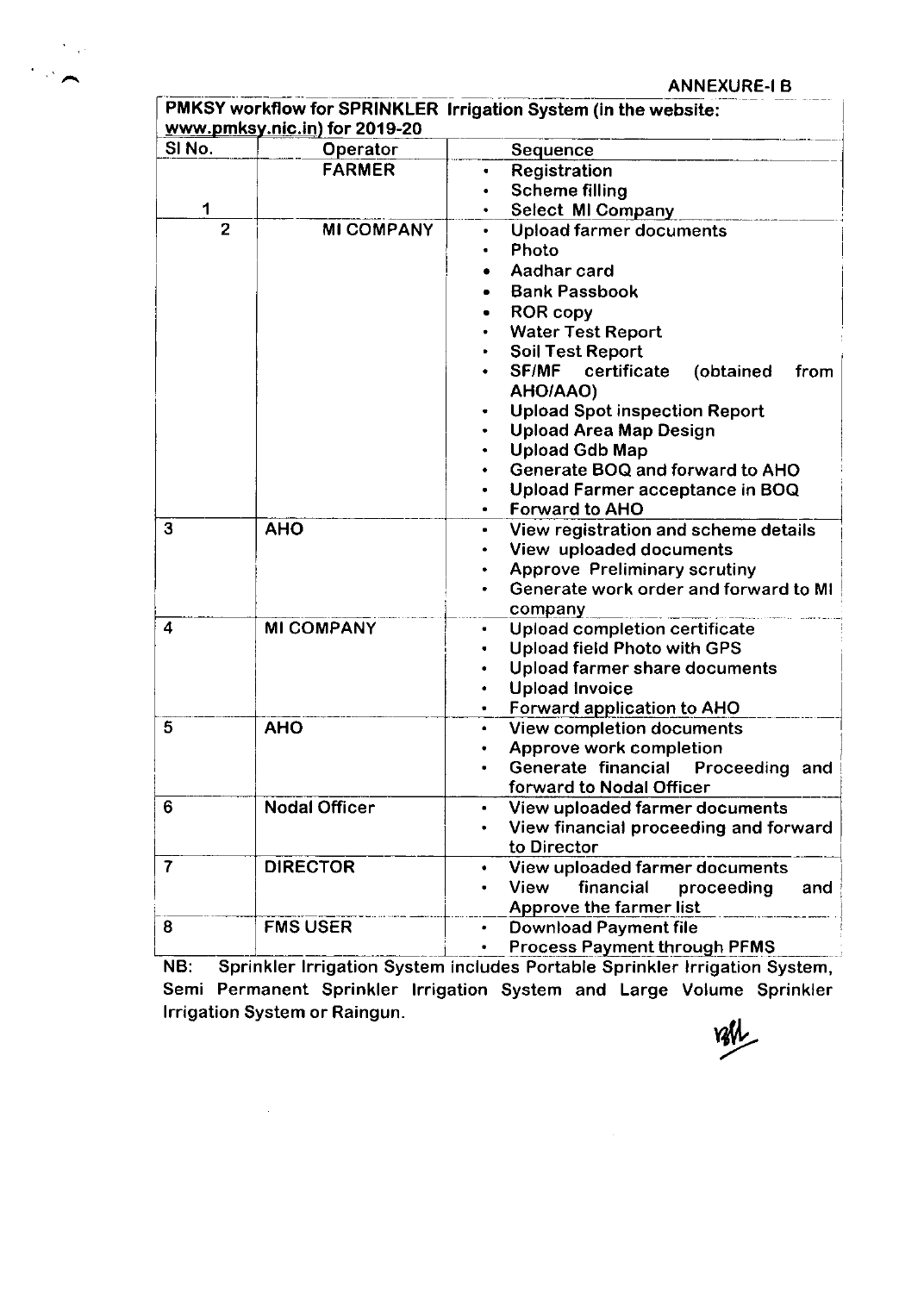ANNEXURE-I B

| PMKSY workflow for SPRINKLER Irrigation System (in the website: www.pmksy.nic.in) for 2019-20 | | |
|---|---|---|
| Sl No. | Operator | Sequence |
| 1 | FARMER | • Registration<br>• Scheme filling<br>• Select MI Company |
| 2 | MI COMPANY | • Upload farmer documents<br>• Photo<br>• Aadhar card<br>• Bank Passbook<br>• ROR copy<br>• Water Test Report<br>• Soil Test Report<br>• SF/MF certificate (obtained from AHO/AAO)<br>• Upload Spot inspection Report<br>• Upload Area Map Design<br>• Upload Gdb Map<br>• Generate BOQ and forward to AHO<br>• Upload Farmer acceptance in BOQ<br>• Forward to AHO |
| 3 | AHO | • View registration and scheme details<br>• View uploaded documents<br>• Approve Preliminary scrutiny<br>• Generate work order and forward to MI company |
| 4 | MI COMPANY | • Upload completion certificate<br>• Upload field Photo with GPS<br>• Upload farmer share documents<br>• Upload Invoice<br>• Forward application to AHO |
| 5 | AHO | • View completion documents<br>• Approve work completion<br>• Generate financial Proceeding and forward to Nodal Officer |
| 6 | Nodal Officer | • View uploaded farmer documents<br>• View financial proceeding and forward to Director |
| 7 | DIRECTOR | • View uploaded farmer documents<br>• View financial proceeding and Approve the farmer list |
| 8 | FMS USER | • Download Payment file<br>• Process Payment through PFMS |

NB: Sprinkler Irrigation System includes Portable Sprinkler Irrigation System, Semi Permanent Sprinkler Irrigation System and Large Volume Sprinkler Irrigation System or Raingun.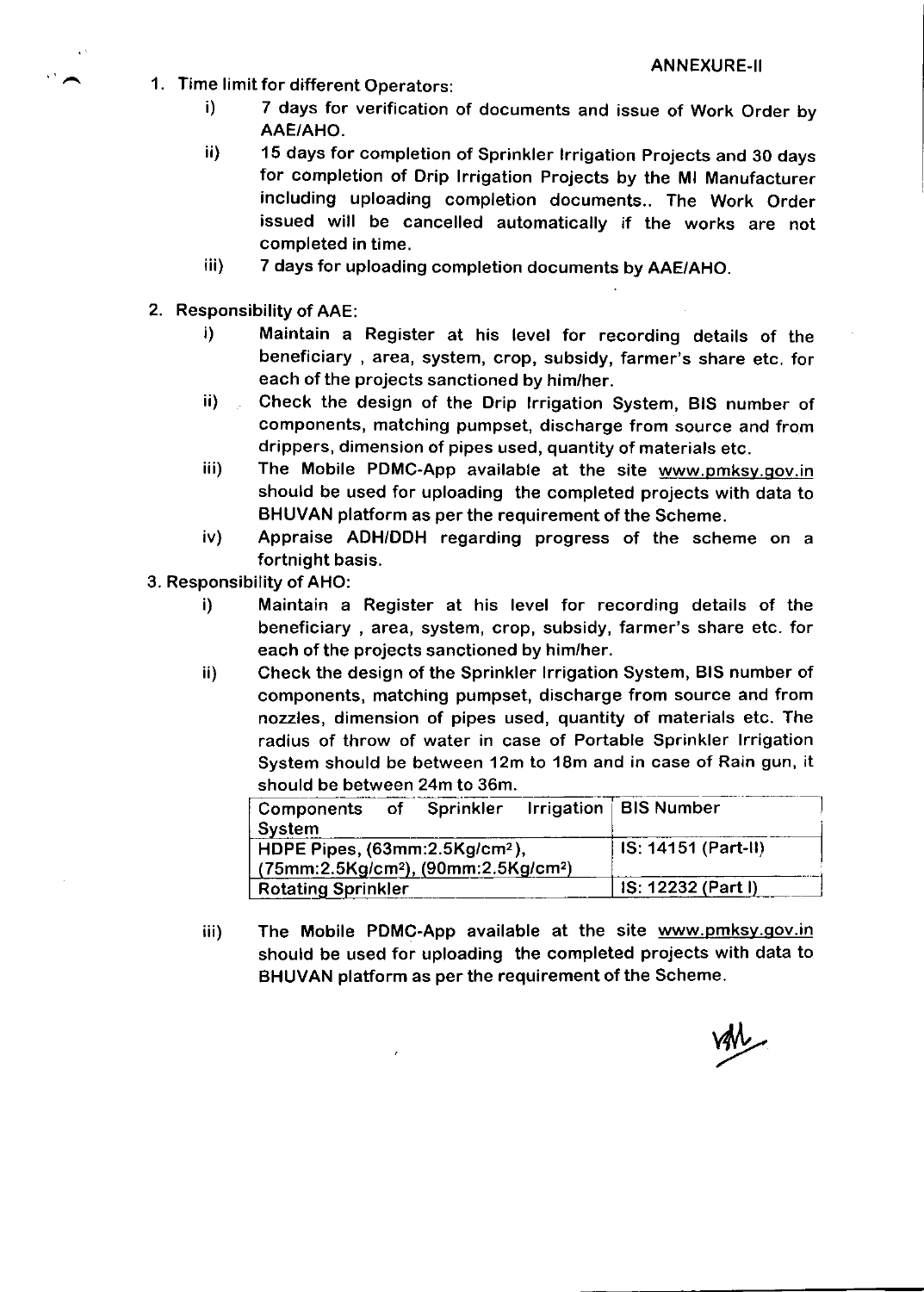ANNEXURE-II

1. Time limit for different Operators:
   - i) 7 days for verification of documents and issue of Work Order by AAE/AHO.
   - ii) 15 days for completion of Sprinkler Irrigation Projects and 30 days for completion of Drip Irrigation Projects by the MI Manufacturer including uploading completion documents.. The Work Order issued will be cancelled automatically if the works are not completed in time.
   - iii) 7 days for uploading completion documents by AAE/AHO.

2. Responsibility of AAE:
   - i) Maintain a Register at his level for recording details of the beneficiary , area, system, crop, subsidy, farmer's share etc. for each of the projects sanctioned by him/her.
   - ii) Check the design of the Drip Irrigation System, BIS number of components, matching pumpset, discharge from source and from drippers, dimension of pipes used, quantity of materials etc.
   - iii) The Mobile PDMC-App available at the site www.pmksy.gov.in should be used for uploading the completed projects with data to BHUVAN platform as per the requirement of the Scheme.
   - iv) Appraise ADH/DDH regarding progress of the scheme on a fortnight basis.

3. Responsibility of AHO:
   - i) Maintain a Register at his level for recording details of the beneficiary , area, system, crop, subsidy, farmer's share etc. for each of the projects sanctioned by him/her.
   - ii) Check the design of the Sprinkler Irrigation System, BIS number of components, matching pumpset, discharge from source and from nozzles, dimension of pipes used, quantity of materials etc. The radius of throw of water in case of Portable Sprinkler Irrigation System should be between 12m to 18m and in case of Rain gun, it should be between 24m to 36m.

| Components of Sprinkler Irrigation System | BIS Number |
|---|---|
| HDPE Pipes, (63mm:2.5Kg/cm$^2$), (75mm:2.5Kg/cm$^2$), (90mm:2.5Kg/cm$^2$) | IS: 14151 (Part-II) |
| Rotating Sprinkler | IS: 12232 (Part I) |

   - iii) The Mobile PDMC-App available at the site www.pmksy.gov.in should be used for uploading the completed projects with data to BHUVAN platform as per the requirement of the Scheme.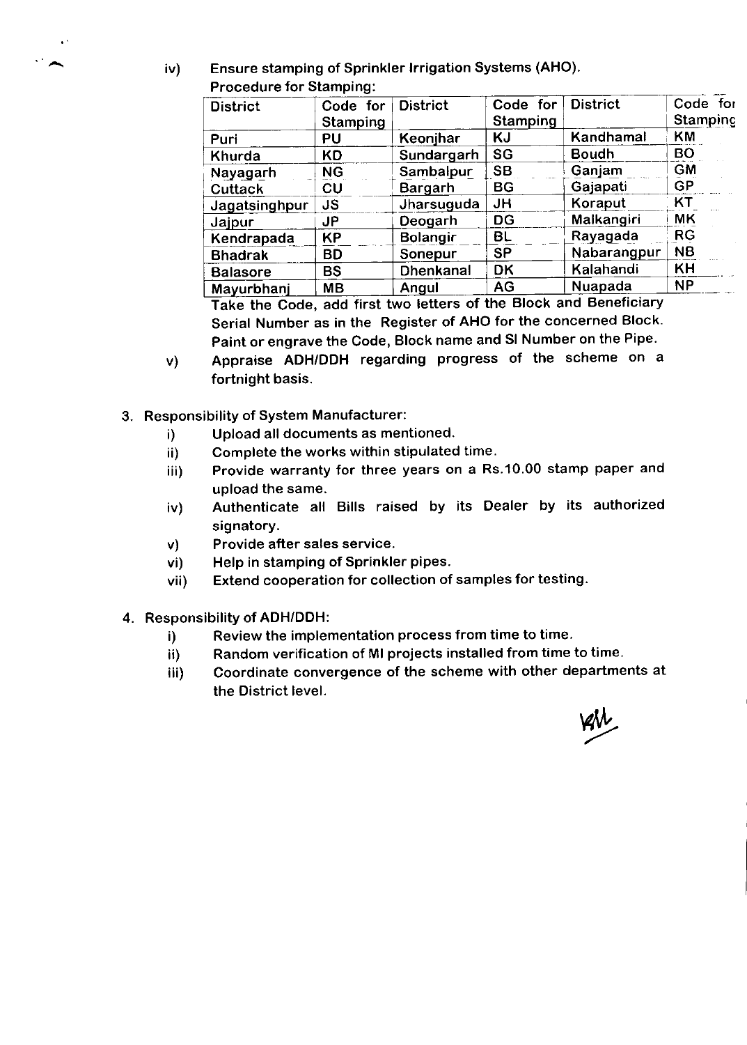iv) Ensure stamping of Sprinkler Irrigation Systems (AHO).
Procedure for Stamping:

| District | Code for Stamping | District | Code for Stamping | District | Code for Stamping |
|---|---|---|---|---|---|
| Puri | PU | Keonjhar | KJ | Kandhamal | KM |
| Khurda | KD | Sundargarh | SG | Boudh | BO |
| Nayagarh | NG | Sambalpur | SB | Ganjam | GM |
| Cuttack | CU | Bargarh | BG | Gajapati | GP |
| Jagatsinghpur | JS | Jharsuguda | JH | Koraput | KT |
| Jajpur | JP | Deogarh | DG | Malkangiri | MK |
| Kendrapada | KP | Bolangir | BL | Rayagada | RG |
| Bhadrak | BD | Sonepur | SP | Nabarangpur | NB |
| Balasore | BS | Dhenkanal | DK | Kalahandi | KH |
| Mayurbhanj | MB | Angul | AG | Nuapada | NP |

Take the Code, add first two letters of the Block and Beneficiary Serial Number as in the Register of AHO for the concerned Block. Paint or engrave the Code, Block name and Sl Number on the Pipe.

v) Appraise ADH/DDH regarding progress of the scheme on a fortnight basis.

3. Responsibility of System Manufacturer:
    i) Upload all documents as mentioned.
    ii) Complete the works within stipulated time.
    iii) Provide warranty for three years on a Rs.10.00 stamp paper and upload the same.
    iv) Authenticate all Bills raised by its Dealer by its authorized signatory.
    v) Provide after sales service.
    vi) Help in stamping of Sprinkler pipes.
    vii) Extend cooperation for collection of samples for testing.

4. Responsibility of ADH/DDH:
    i) Review the implementation process from time to time.
    ii) Random verification of MI projects installed from time to time.
    iii) Coordinate convergence of the scheme with other departments at the District level.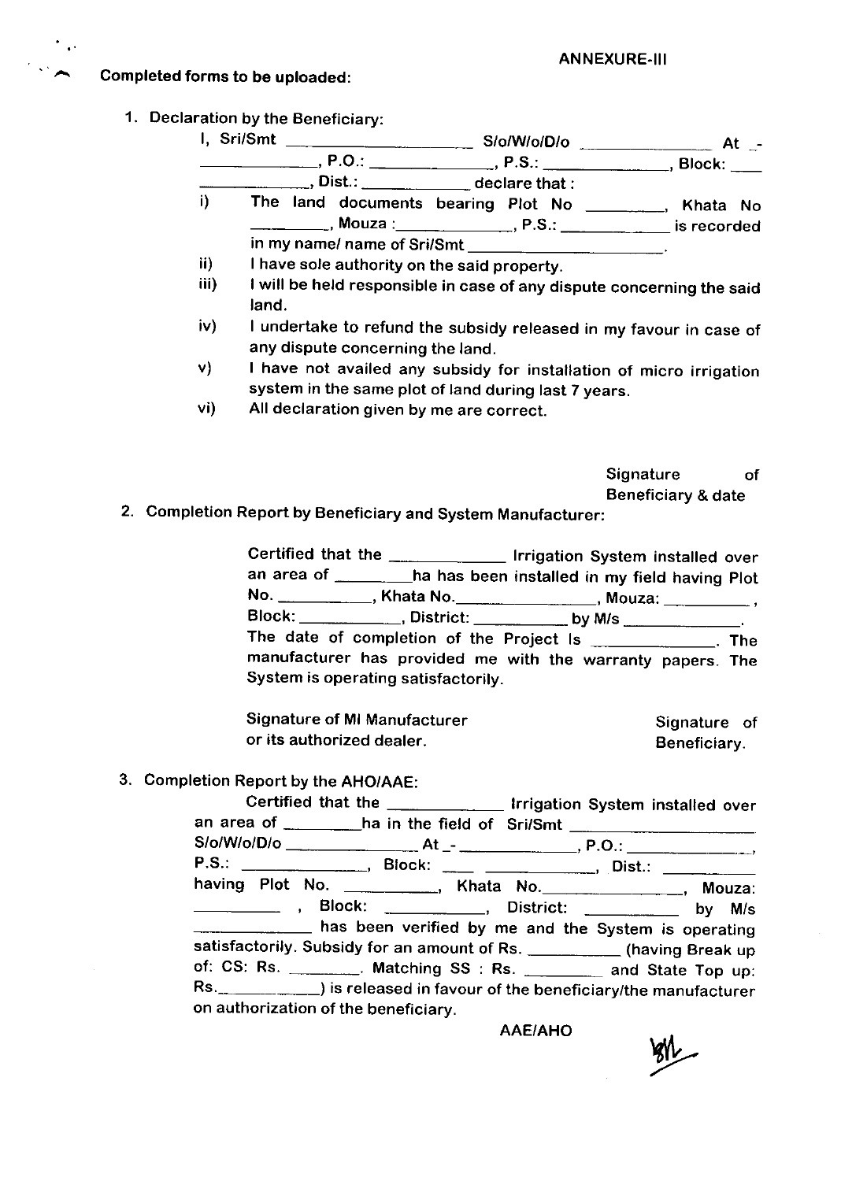ANNEXURE-III

**Completed forms to be uploaded:**

1. Declaration by the Beneficiary:

   I, Sri/Smt ____________________ S/o/W/o/D/o ______________ At _-____________, P.O.: _____________, P.S.: ______________, Block: ___ ___________, Dist.: ___________ declare that :

   i) The land documents bearing Plot No ________, Khata No ________, Mouza :____________, P.S.: ____________ is recorded in my name/ name of Sri/Smt ____________________.

   ii) I have sole authority on the said property.

   iii) I will be held responsible in case of any dispute concerning the said land.

   iv) I undertake to refund the subsidy released in my favour in case of any dispute concerning the land.

   v) I have not availed any subsidy for installation of micro irrigation system in the same plot of land during last 7 years.

   vi) All declaration given by me are correct.

   Signature of Beneficiary & date

2. Completion Report by Beneficiary and System Manufacturer:

   Certified that the ____________ Irrigation System installed over an area of ________ha has been installed in my field having Plot No. __________, Khata No.______________, Mouza: _________, Block: ___________, District: __________ by M/s _____________. The date of completion of the Project Is _____________. The manufacturer has provided me with the warranty papers. The System is operating satisfactorily.

   Signature of MI Manufacturer or its authorized dealer.

   Signature of Beneficiary.

3. Completion Report by the AHO/AAE:

   Certified that the ____________ Irrigation System installed over an area of ________ha in the field of Sri/Smt ____________________ S/o/W/o/D/o ______________ At _- ____________, P.O.: _____________, P.S.: _____________, Block: ___ ____________, Dist.: __________ having Plot No. __________, Khata No.______________, Mouza: _________ , Block: __________, District: _________ by M/s ____________ has been verified by me and the System is operating satisfactorily. Subsidy for an amount of Rs. __________ (having Break up of: CS: Rs. ________. Matching SS : Rs. ________ and State Top up: Rs.___________) is released in favour of the beneficiary/the manufacturer on authorization of the beneficiary.

   AAE/AHO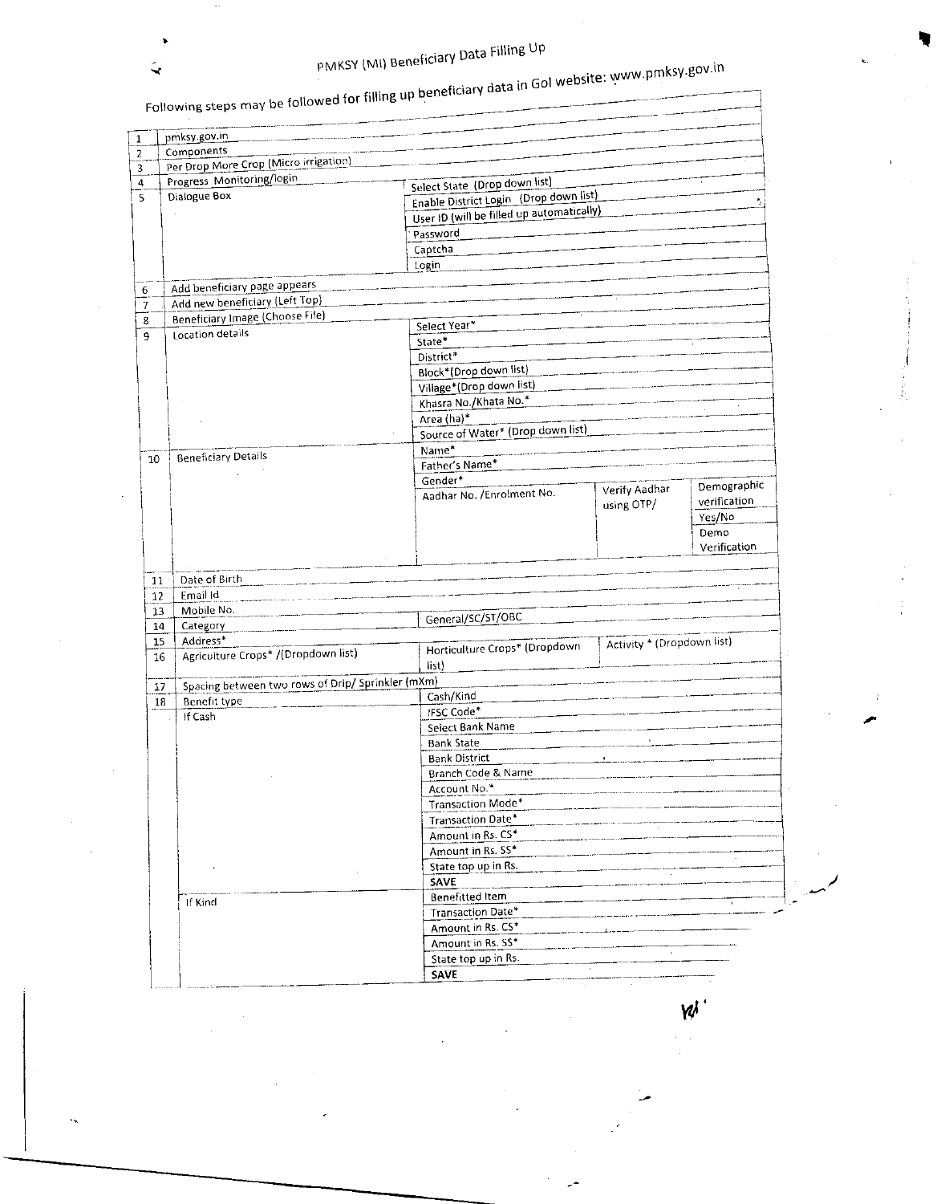# PMKSY (MI) Beneficiary Data Filling Up

Following steps may be followed for filling up beneficiary data in GoI website: www.pmksy.gov.in

| | | | | |
|---|---|---|---|---|
| 1 | pmksy.gov.in | | | |
| 2 | Components | | | |
| 3 | Per Drop More Crop (Micro irrigation) | | | |
| 4 | Progress Monitoring/login | Select State (Drop down list) | | |
| 5 | Dialogue Box | Enable District Login (Drop down list) | | |
| | | User ID (will be filled up automatically) | | |
| | | Password | | |
| | | Captcha | | |
| | | Login | | |
| 6 | Add beneficiary page appears | | | |
| 7 | Add new beneficiary (Left Top) | | | |
| 8 | Beneficiary Image (Choose File) | Select Year* | | |
| 9 | Location details | State* | | |
| | | District* | | |
| | | Block*(Drop down list) | | |
| | | Village*(Drop down list) | | |
| | | Khasra No./Khata No.* | | |
| | | Area (ha)* | | |
| | | Source of Water* (Drop down list) | | |
| 10 | Beneficiary Details | Name* | | |
| | | Father's Name* | | |
| | | Gender* | | |
| | | Aadhar No. /Enrolment No. | Verify Aadhar using OTP/ | Demographic verification Yes/No Demo Verification |
| 11 | Date of Birth | | | |
| 12 | Email Id | | | |
| 13 | Mobile No. | | | |
| 14 | Category | General/SC/ST/OBC | | |
| 15 | Address* | | | |
| 16 | Agriculture Crops* /(Dropdown list) | Horticulture Crops* (Dropdown list) | Activity * (Dropdown list) | |
| 17 | Spacing between two rows of Drip/ Sprinkler (mXm) | | | |
| 18 | Benefit type | Cash/Kind | | |
| | If Cash | IFSC Code* | | |
| | | Select Bank Name | | |
| | | Bank State | | |
| | | Bank District | | |
| | | Branch Code & Name | | |
| | | Account No.* | | |
| | | Transaction Mode* | | |
| | | Transaction Date* | | |
| | | Amount in Rs. CS* | | |
| | | Amount in Rs. SS* | | |
| | | State top up in Rs. | | |
| | | **SAVE** | | |
| | If Kind | Benefitted Item | | |
| | | Transaction Date* | | |
| | | Amount in Rs. CS* | | |
| | | Amount in Rs. SS* | | |
| | | State top up in Rs. | | |
| | | **SAVE** | | |